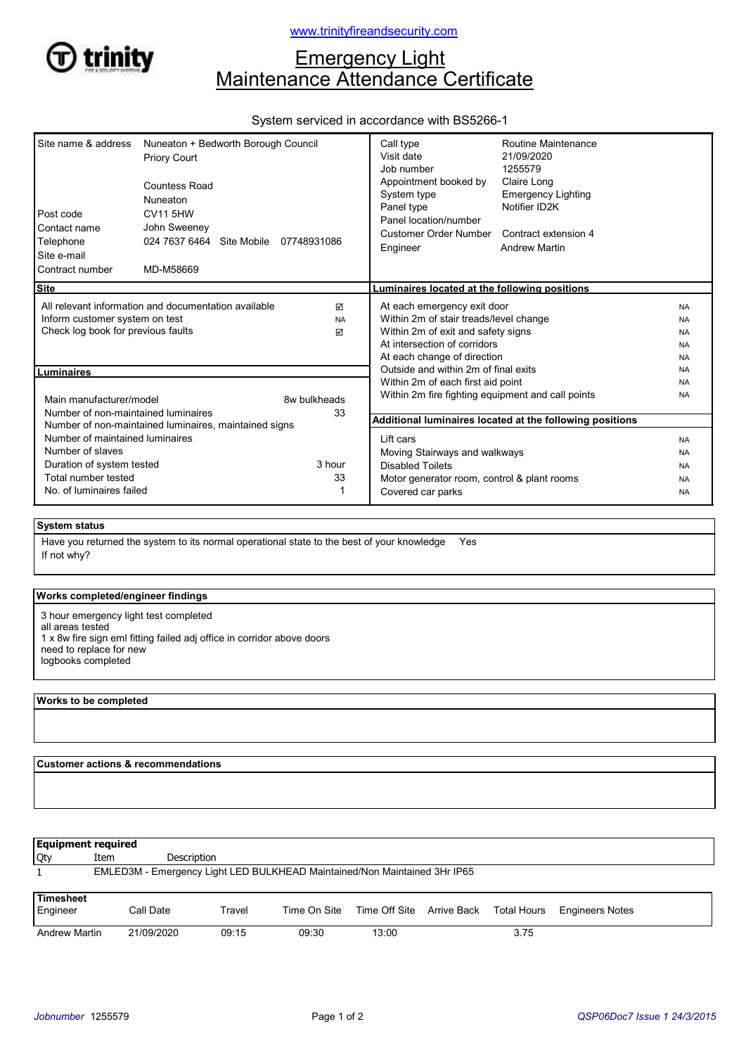www.trinityfireandsecurity.com

# Emergency Light Maintenance Attendance Certificate

System serviced in accordance with BS5266-1

| | |
|---|---|
| Site name & address | Nuneaton + Bedworth Borough Council<br>Priory Court<br><br>Countess Road<br>Nuneaton |
| Post code | CV11 5HW |
| Contact name | John Sweeney |
| Telephone | 024 7637 6464 Site Mobile 07748931086 |
| Site e-mail | |
| Contract number | MD-M58669 |

| | |
|---|---|
| Call type | Routine Maintenance |
| Visit date | 21/09/2020 |
| Job number | 1255579 |
| Appointment booked by | Claire Long |
| System type | Emergency Lighting |
| Panel type | Notifier ID2K |
| Panel location/number | |
| Customer Order Number | Contract extension 4 |
| Engineer | Andrew Martin |

## Site

| | |
|---|---|
| All relevant information and documentation available | ☑ |
| Inform customer system on test | NA |
| Check log book for previous faults | ☑ |

## Luminaires

| | |
|---|---|
| Main manufacturer/model | 8w bulkheads |
| Number of non-maintained luminaires | 33 |
| Number of non-maintained luminaires, maintained signs | |
| Number of maintained luminaires | |
| Number of slaves | |
| Duration of system tested | 3 hour |
| Total number tested | 33 |
| No. of luminaires failed | 1 |

## Luminaires located at the following positions

| | |
|---|---|
| At each emergency exit door | NA |
| Within 2m of stair treads/level change | NA |
| Within 2m of exit and safety signs | NA |
| At intersection of corridors | NA |
| At each change of direction | NA |
| Outside and within 2m of final exits | NA |
| Within 2m of each first aid point | NA |
| Within 2m fire fighting equipment and call points | NA |

## Additional luminaires located at the following positions

| | |
|---|---|
| Lift cars | NA |
| Moving Stairways and walkways | NA |
| Disabled Toilets | NA |
| Motor generator room, control & plant rooms | NA |
| Covered car parks | NA |

## System status

Have you returned the system to its normal operational state to the best of your knowledge Yes

If not why?

## Works completed/engineer findings

3 hour emergency light test completed
all areas tested
1 x 8w fire sign eml fitting failed adj office in corridor above doors
need to replace for new
logbooks completed

## Works to be completed

## Customer actions & recommendations

## Equipment required

| Qty | Item | Description |
|---|---|---|
| 1 | | EMLED3M - Emergency Light LED BULKHEAD Maintained/Non Maintained 3Hr IP65 |

## Timesheet

| Engineer | Call Date | Travel | Time On Site | Time Off Site | Arrive Back | Total Hours | Engineers Notes |
|---|---|---|---|---|---|---|---|
| Andrew Martin | 21/09/2020 | 09:15 | 09:30 | 13:00 | | 3.75 | |

*Jobnumber* 1255579

*QSP06Doc7 Issue 1 24/3/2015*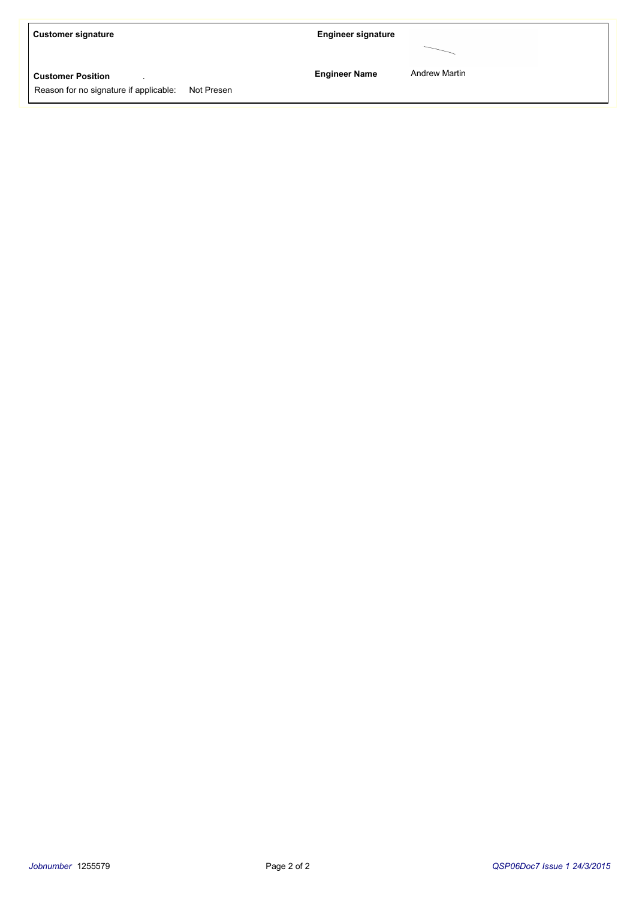| | | | |
|---|---|---|---|
| **Customer signature** | | **Engineer signature** | |
| **Customer Position** | . | **Engineer Name** | Andrew Martin |
| Reason for no signature if applicable: | Not Presen | | |

*Jobnumber* 1255579

*QSP06Doc7 Issue 1 24/3/2015*